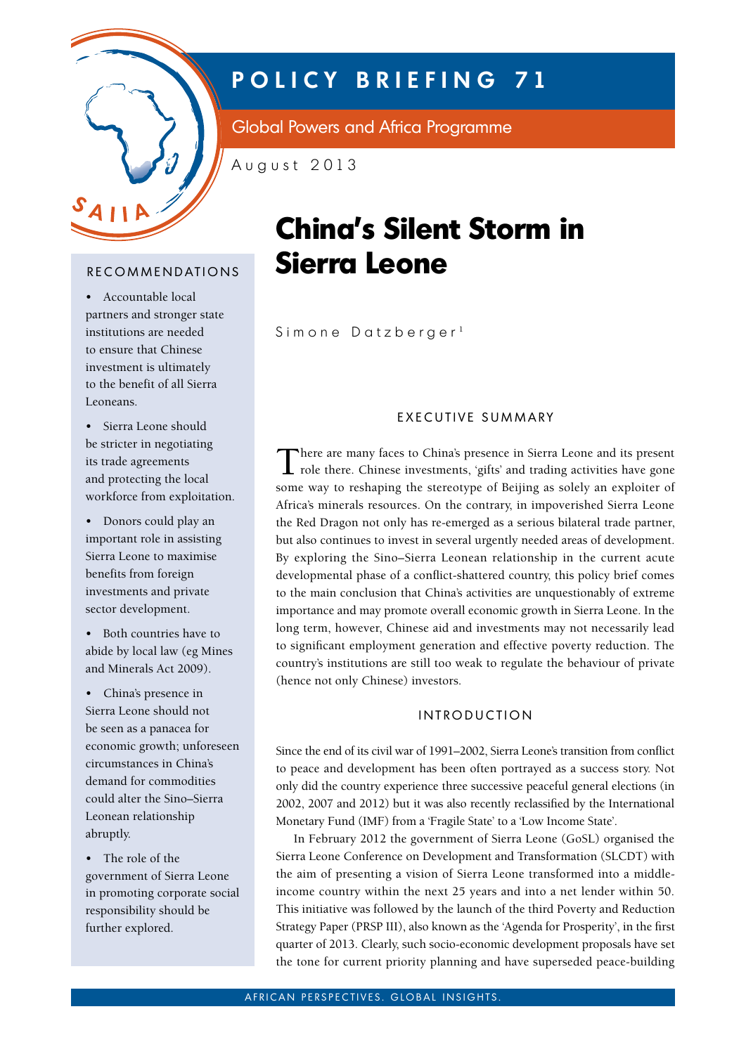# POLICY BRIEFING 71

Global Powers and Africa Programme

August 2013

# China's Silent Storm in Sierra Leone

Simone Datzberger[1]

## RECOMMENDATIONS

- Accountable local partners and stronger state institutions are needed to ensure that Chinese investment is ultimately to the benefit of all Sierra Leoneans.
- Sierra Leone should be stricter in negotiating its trade agreements and protecting the local workforce from exploitation.
- Donors could play an important role in assisting Sierra Leone to maximise benefits from foreign investments and private sector development.
- Both countries have to abide by local law (eg Mines and Minerals Act 2009).
- China's presence in Sierra Leone should not be seen as a panacea for economic growth; unforeseen circumstances in China's demand for commodities could alter the Sino–Sierra Leonean relationship abruptly.
- The role of the government of Sierra Leone in promoting corporate social responsibility should be further explored.

## EXECUTIVE SUMMARY

There are many faces to China's presence in Sierra Leone and its present role there. Chinese investments, 'gifts' and trading activities have gone some way to reshaping the stereotype of Beijing as solely an exploiter of Africa's minerals resources. On the contrary, in impoverished Sierra Leone the Red Dragon not only has re-emerged as a serious bilateral trade partner, but also continues to invest in several urgently needed areas of development. By exploring the Sino–Sierra Leonean relationship in the current acute developmental phase of a conflict-shattered country, this policy brief comes to the main conclusion that China's activities are unquestionably of extreme importance and may promote overall economic growth in Sierra Leone. In the long term, however, Chinese aid and investments may not necessarily lead to significant employment generation and effective poverty reduction. The country's institutions are still too weak to regulate the behaviour of private (hence not only Chinese) investors.

## INTRODUCTION

Since the end of its civil war of 1991–2002, Sierra Leone's transition from conflict to peace and development has been often portrayed as a success story. Not only did the country experience three successive peaceful general elections (in 2002, 2007 and 2012) but it was also recently reclassified by the International Monetary Fund (IMF) from a 'Fragile State' to a 'Low Income State'.

In February 2012 the government of Sierra Leone (GoSL) organised the Sierra Leone Conference on Development and Transformation (SLCDT) with the aim of presenting a vision of Sierra Leone transformed into a middle-income country within the next 25 years and into a net lender within 50. This initiative was followed by the launch of the third Poverty and Reduction Strategy Paper (PRSP III), also known as the 'Agenda for Prosperity', in the first quarter of 2013. Clearly, such socio-economic development proposals have set the tone for current priority planning and have superseded peace-building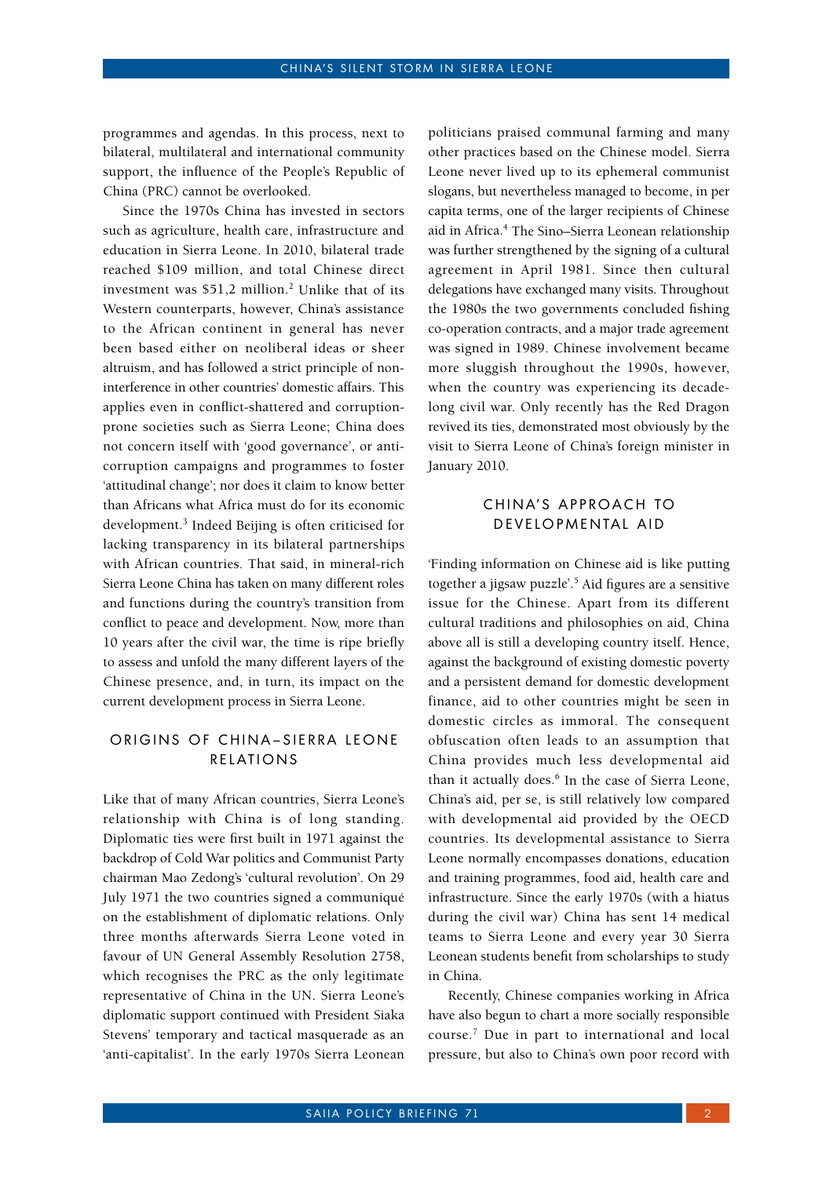programmes and agendas. In this process, next to bilateral, multilateral and international community support, the influence of the People's Republic of China (PRC) cannot be overlooked.

Since the 1970s China has invested in sectors such as agriculture, health care, infrastructure and education in Sierra Leone. In 2010, bilateral trade reached $109 million, and total Chinese direct investment was $51,2 million.[2] Unlike that of its Western counterparts, however, China's assistance to the African continent in general has never been based either on neoliberal ideas or sheer altruism, and has followed a strict principle of non-interference in other countries' domestic affairs. This applies even in conflict-shattered and corruption-prone societies such as Sierra Leone; China does not concern itself with 'good governance', or anti-corruption campaigns and programmes to foster 'attitudinal change'; nor does it claim to know better than Africans what Africa must do for its economic development.[3] Indeed Beijing is often criticised for lacking transparency in its bilateral partnerships with African countries. That said, in mineral-rich Sierra Leone China has taken on many different roles and functions during the country's transition from conflict to peace and development. Now, more than 10 years after the civil war, the time is ripe briefly to assess and unfold the many different layers of the Chinese presence, and, in turn, its impact on the current development process in Sierra Leone.

## ORIGINS OF CHINA–SIERRA LEONE RELATIONS

Like that of many African countries, Sierra Leone's relationship with China is of long standing. Diplomatic ties were first built in 1971 against the backdrop of Cold War politics and Communist Party chairman Mao Zedong's 'cultural revolution'. On 29 July 1971 the two countries signed a communiqué on the establishment of diplomatic relations. Only three months afterwards Sierra Leone voted in favour of UN General Assembly Resolution 2758, which recognises the PRC as the only legitimate representative of China in the UN. Sierra Leone's diplomatic support continued with President Siaka Stevens' temporary and tactical masquerade as an 'anti-capitalist'. In the early 1970s Sierra Leonean politicians praised communal farming and many other practices based on the Chinese model. Sierra Leone never lived up to its ephemeral communist slogans, but nevertheless managed to become, in per capita terms, one of the larger recipients of Chinese aid in Africa.[4] The Sino–Sierra Leonean relationship was further strengthened by the signing of a cultural agreement in April 1981. Since then cultural delegations have exchanged many visits. Throughout the 1980s the two governments concluded fishing co-operation contracts, and a major trade agreement was signed in 1989. Chinese involvement became more sluggish throughout the 1990s, however, when the country was experiencing its decade-long civil war. Only recently has the Red Dragon revived its ties, demonstrated most obviously by the visit to Sierra Leone of China's foreign minister in January 2010.

## CHINA'S APPROACH TO DEVELOPMENTAL AID

'Finding information on Chinese aid is like putting together a jigsaw puzzle'.[5] Aid figures are a sensitive issue for the Chinese. Apart from its different cultural traditions and philosophies on aid, China above all is still a developing country itself. Hence, against the background of existing domestic poverty and a persistent demand for domestic development finance, aid to other countries might be seen in domestic circles as immoral. The consequent obfuscation often leads to an assumption that China provides much less developmental aid than it actually does.[6] In the case of Sierra Leone, China's aid, per se, is still relatively low compared with developmental aid provided by the OECD countries. Its developmental assistance to Sierra Leone normally encompasses donations, education and training programmes, food aid, health care and infrastructure. Since the early 1970s (with a hiatus during the civil war) China has sent 14 medical teams to Sierra Leone and every year 30 Sierra Leonean students benefit from scholarships to study in China.

Recently, Chinese companies working in Africa have also begun to chart a more socially responsible course.[7] Due in part to international and local pressure, but also to China's own poor record with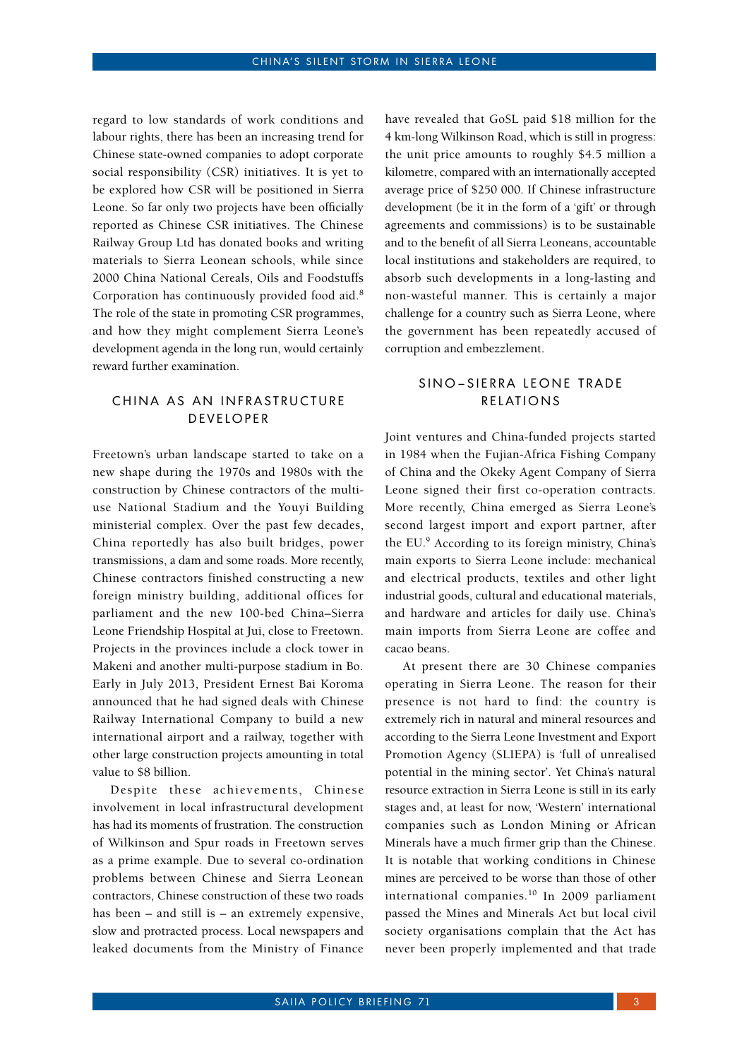regard to low standards of work conditions and labour rights, there has been an increasing trend for Chinese state-owned companies to adopt corporate social responsibility (CSR) initiatives. It is yet to be explored how CSR will be positioned in Sierra Leone. So far only two projects have been officially reported as Chinese CSR initiatives. The Chinese Railway Group Ltd has donated books and writing materials to Sierra Leonean schools, while since 2000 China National Cereals, Oils and Foodstuffs Corporation has continuously provided food aid.[8] The role of the state in promoting CSR programmes, and how they might complement Sierra Leone's development agenda in the long run, would certainly reward further examination.

## CHINA AS AN INFRASTRUCTURE DEVELOPER

Freetown's urban landscape started to take on a new shape during the 1970s and 1980s with the construction by Chinese contractors of the multi-use National Stadium and the Youyi Building ministerial complex. Over the past few decades, China reportedly has also built bridges, power transmissions, a dam and some roads. More recently, Chinese contractors finished constructing a new foreign ministry building, additional offices for parliament and the new 100-bed China–Sierra Leone Friendship Hospital at Jui, close to Freetown. Projects in the provinces include a clock tower in Makeni and another multi-purpose stadium in Bo. Early in July 2013, President Ernest Bai Koroma announced that he had signed deals with Chinese Railway International Company to build a new international airport and a railway, together with other large construction projects amounting in total value to $8 billion.

Despite these achievements, Chinese involvement in local infrastructural development has had its moments of frustration. The construction of Wilkinson and Spur roads in Freetown serves as a prime example. Due to several co-ordination problems between Chinese and Sierra Leonean contractors, Chinese construction of these two roads has been – and still is – an extremely expensive, slow and protracted process. Local newspapers and leaked documents from the Ministry of Finance have revealed that GoSL paid $18 million for the 4 km-long Wilkinson Road, which is still in progress: the unit price amounts to roughly $4.5 million a kilometre, compared with an internationally accepted average price of $250 000. If Chinese infrastructure development (be it in the form of a 'gift' or through agreements and commissions) is to be sustainable and to the benefit of all Sierra Leoneans, accountable local institutions and stakeholders are required, to absorb such developments in a long-lasting and non-wasteful manner. This is certainly a major challenge for a country such as Sierra Leone, where the government has been repeatedly accused of corruption and embezzlement.

## SINO–SIERRA LEONE TRADE RELATIONS

Joint ventures and China-funded projects started in 1984 when the Fujian-Africa Fishing Company of China and the Okeky Agent Company of Sierra Leone signed their first co-operation contracts. More recently, China emerged as Sierra Leone's second largest import and export partner, after the EU.[9] According to its foreign ministry, China's main exports to Sierra Leone include: mechanical and electrical products, textiles and other light industrial goods, cultural and educational materials, and hardware and articles for daily use. China's main imports from Sierra Leone are coffee and cacao beans.

At present there are 30 Chinese companies operating in Sierra Leone. The reason for their presence is not hard to find: the country is extremely rich in natural and mineral resources and according to the Sierra Leone Investment and Export Promotion Agency (SLIEPA) is 'full of unrealised potential in the mining sector'. Yet China's natural resource extraction in Sierra Leone is still in its early stages and, at least for now, 'Western' international companies such as London Mining or African Minerals have a much firmer grip than the Chinese. It is notable that working conditions in Chinese mines are perceived to be worse than those of other international companies.[10] In 2009 parliament passed the Mines and Minerals Act but local civil society organisations complain that the Act has never been properly implemented and that trade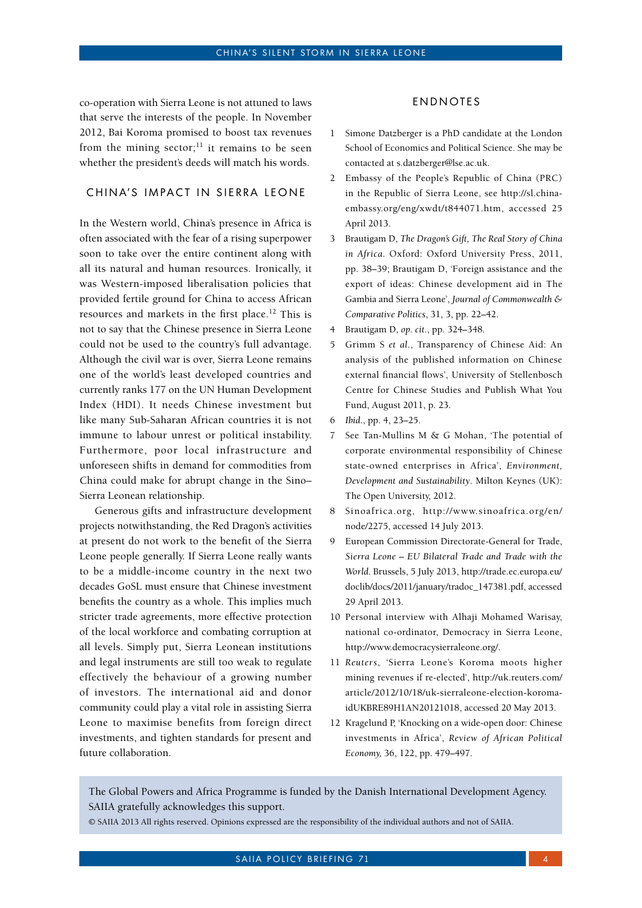co-operation with Sierra Leone is not attuned to laws that serve the interests of the people. In November 2012, Bai Koroma promised to boost tax revenues from the mining sector;[11] it remains to be seen whether the president's deeds will match his words.

## China's Impact in Sierra Leone

In the Western world, China's presence in Africa is often associated with the fear of a rising superpower soon to take over the entire continent along with all its natural and human resources. Ironically, it was Western-imposed liberalisation policies that provided fertile ground for China to access African resources and markets in the first place.[12] This is not to say that the Chinese presence in Sierra Leone could not be used to the country's full advantage. Although the civil war is over, Sierra Leone remains one of the world's least developed countries and currently ranks 177 on the UN Human Development Index (HDI). It needs Chinese investment but like many Sub-Saharan African countries it is not immune to labour unrest or political instability. Furthermore, poor local infrastructure and unforeseen shifts in demand for commodities from China could make for abrupt change in the Sino–Sierra Leonean relationship.

Generous gifts and infrastructure development projects notwithstanding, the Red Dragon's activities at present do not work to the benefit of the Sierra Leone people generally. If Sierra Leone really wants to be a middle-income country in the next two decades GoSL must ensure that Chinese investment benefits the country as a whole. This implies much stricter trade agreements, more effective protection of the local workforce and combating corruption at all levels. Simply put, Sierra Leonean institutions and legal instruments are still too weak to regulate effectively the behaviour of a growing number of investors. The international aid and donor community could play a vital role in assisting Sierra Leone to maximise benefits from foreign direct investments, and tighten standards for present and future collaboration.

## Endnotes

1. Simone Datzberger is a PhD candidate at the London School of Economics and Political Science. She may be contacted at s.datzberger@lse.ac.uk.
2. Embassy of the People's Republic of China (PRC) in the Republic of Sierra Leone, see http://sl.china-embassy.org/eng/xwdt/t844071.htm, accessed 25 April 2013.
3. Brautigam D, *The Dragon's Gift, The Real Story of China in Africa*. Oxford: Oxford University Press, 2011, pp. 38–39; Brautigam D, 'Foreign assistance and the export of ideas: Chinese development aid in The Gambia and Sierra Leone', *Journal of Commonwealth & Comparative Politics*, 31, 3, pp. 22–42.
4. Brautigam D, *op. cit*., pp. 324–348.
5. Grimm S *et al*., Transparency of Chinese Aid: An analysis of the published information on Chinese external financial flows', University of Stellenbosch Centre for Chinese Studies and Publish What You Fund, August 2011, p. 23.
6. *Ibid*., pp. 4, 23–25.
7. See Tan-Mullins M & G Mohan, 'The potential of corporate environmental responsibility of Chinese state-owned enterprises in Africa', *Environment, Development and Sustainability*. Milton Keynes (UK): The Open University, 2012.
8. Sinoafrica.org, http://www.sinoafrica.org/en/node/2275, accessed 14 July 2013.
9. European Commission Directorate-General for Trade, *Sierra Leone – EU Bilateral Trade and Trade with the World*. Brussels, 5 July 2013, http://trade.ec.europa.eu/doclib/docs/2011/january/tradoc_147381.pdf, accessed 29 April 2013.
10. Personal interview with Alhaji Mohamed Warisay, national co-ordinator, Democracy in Sierra Leone, http://www.democracysierraleone.org/.
11. *Reuters*, 'Sierra Leone's Koroma moots higher mining revenues if re-elected', http://uk.reuters.com/article/2012/10/18/uk-sierraleone-election-koroma-idUKBRE89H1AN20121018, accessed 20 May 2013.
12. Kragelund P, 'Knocking on a wide-open door: Chinese investments in Africa', *Review of African Political Economy,* 36, 122, pp. 479–497.

The Global Powers and Africa Programme is funded by the Danish International Development Agency. SAIIA gratefully acknowledges this support.

© SAIIA 2013 All rights reserved. Opinions expressed are the responsibility of the individual authors and not of SAIIA.